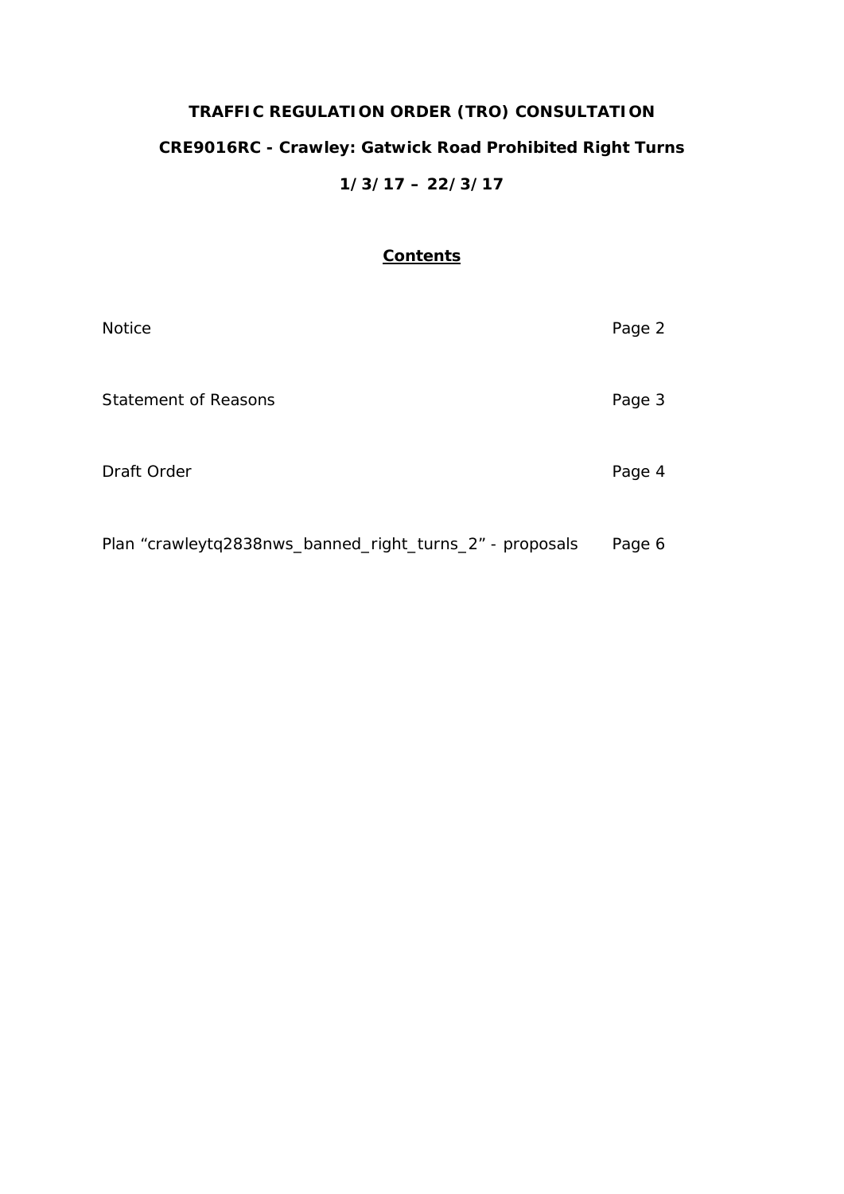**TRAFFIC REGULATION ORDER (TRO) CONSULTATION**

**CRE9016RC - Crawley: Gatwick Road Prohibited Right Turns**

**1/3/17 – 22/3/17**

**Contents**

| | |
|---|---|
| Notice | Page 2 |
| Statement of Reasons | Page 3 |
| Draft Order | Page 4 |
| Plan "crawleytq2838nws_banned_right_turns_2" - proposals | Page 6 |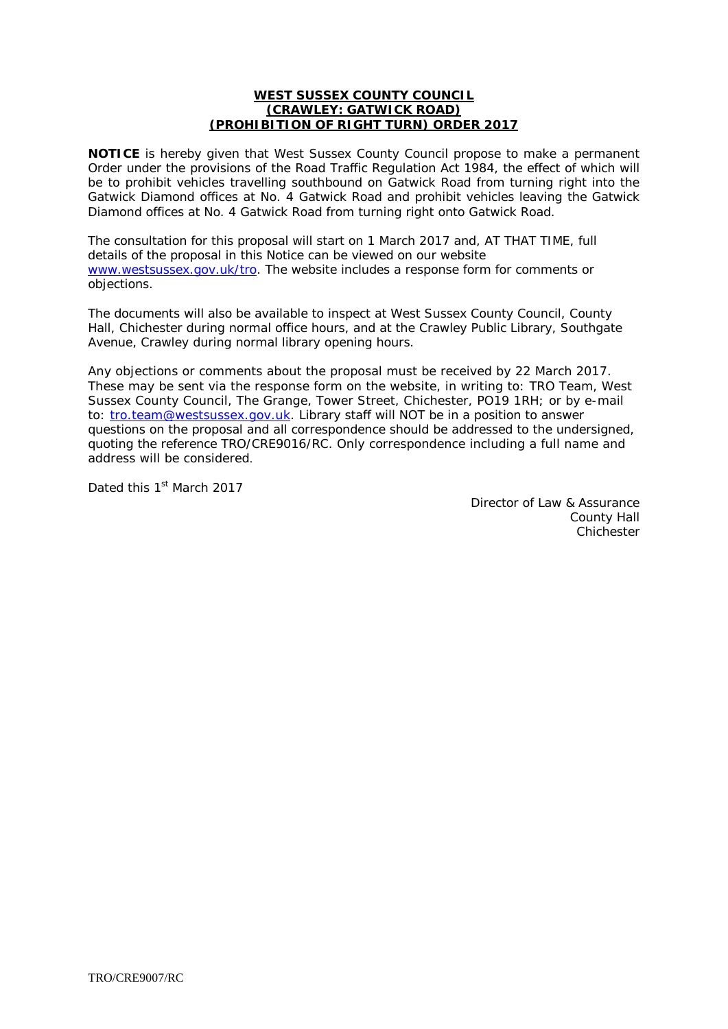**WEST SUSSEX COUNTY COUNCIL**
**(CRAWLEY: GATWICK ROAD)**
**(PROHIBITION OF RIGHT TURN) ORDER 2017**

**NOTICE** is hereby given that West Sussex County Council propose to make a permanent Order under the provisions of the Road Traffic Regulation Act 1984, the effect of which will be to prohibit vehicles travelling southbound on Gatwick Road from turning right into the Gatwick Diamond offices at No. 4 Gatwick Road and prohibit vehicles leaving the Gatwick Diamond offices at No. 4 Gatwick Road from turning right onto Gatwick Road.

The consultation for this proposal will start on 1 March 2017 and, AT THAT TIME, full details of the proposal in this Notice can be viewed on our website www.westsussex.gov.uk/tro. The website includes a response form for comments or objections.

The documents will also be available to inspect at West Sussex County Council, County Hall, Chichester during normal office hours, and at the Crawley Public Library, Southgate Avenue, Crawley during normal library opening hours.

Any objections or comments about the proposal must be received by 22 March 2017. These may be sent via the response form on the website, in writing to: TRO Team, West Sussex County Council, The Grange, Tower Street, Chichester, PO19 1RH; or by e-mail to: tro.team@westsussex.gov.uk. Library staff will NOT be in a position to answer questions on the proposal and all correspondence should be addressed to the undersigned, quoting the reference TRO/CRE9016/RC. Only correspondence including a full name and address will be considered.

Dated this 1st March 2017

Director of Law & Assurance
County Hall
Chichester

TRO/CRE9007/RC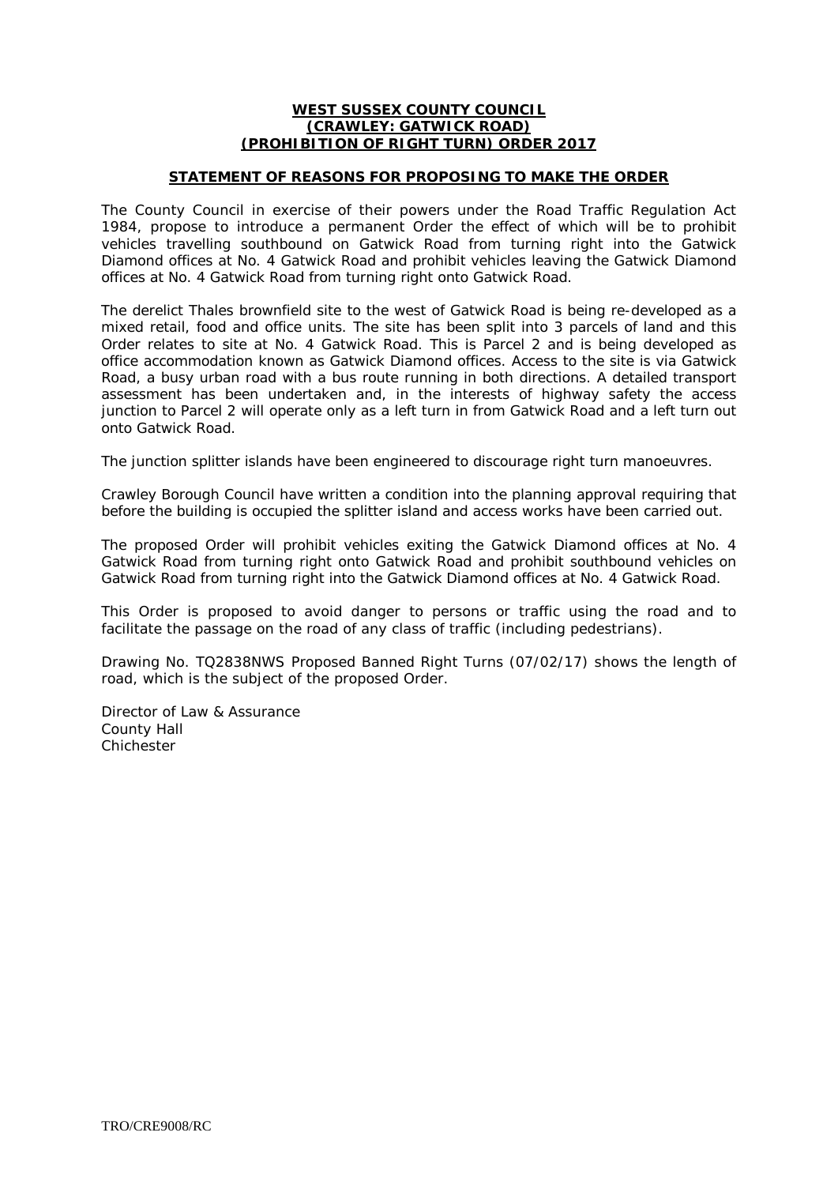**WEST SUSSEX COUNTY COUNCIL**
**(CRAWLEY: GATWICK ROAD)**
**(PROHIBITION OF RIGHT TURN) ORDER 2017**

**STATEMENT OF REASONS FOR PROPOSING TO MAKE THE ORDER**

The County Council in exercise of their powers under the Road Traffic Regulation Act 1984, propose to introduce a permanent Order the effect of which will be to prohibit vehicles travelling southbound on Gatwick Road from turning right into the Gatwick Diamond offices at No. 4 Gatwick Road and prohibit vehicles leaving the Gatwick Diamond offices at No. 4 Gatwick Road from turning right onto Gatwick Road.

The derelict Thales brownfield site to the west of Gatwick Road is being re-developed as a mixed retail, food and office units. The site has been split into 3 parcels of land and this Order relates to site at No. 4 Gatwick Road. This is Parcel 2 and is being developed as office accommodation known as Gatwick Diamond offices. Access to the site is via Gatwick Road, a busy urban road with a bus route running in both directions. A detailed transport assessment has been undertaken and, in the interests of highway safety the access junction to Parcel 2 will operate only as a left turn in from Gatwick Road and a left turn out onto Gatwick Road.

The junction splitter islands have been engineered to discourage right turn manoeuvres.

Crawley Borough Council have written a condition into the planning approval requiring that before the building is occupied the splitter island and access works have been carried out.

The proposed Order will prohibit vehicles exiting the Gatwick Diamond offices at No. 4 Gatwick Road from turning right onto Gatwick Road and prohibit southbound vehicles on Gatwick Road from turning right into the Gatwick Diamond offices at No. 4 Gatwick Road.

This Order is proposed to avoid danger to persons or traffic using the road and to facilitate the passage on the road of any class of traffic (including pedestrians).

Drawing No. TQ2838NWS Proposed Banned Right Turns (07/02/17) shows the length of road, which is the subject of the proposed Order.

Director of Law & Assurance
County Hall
Chichester

TRO/CRE9008/RC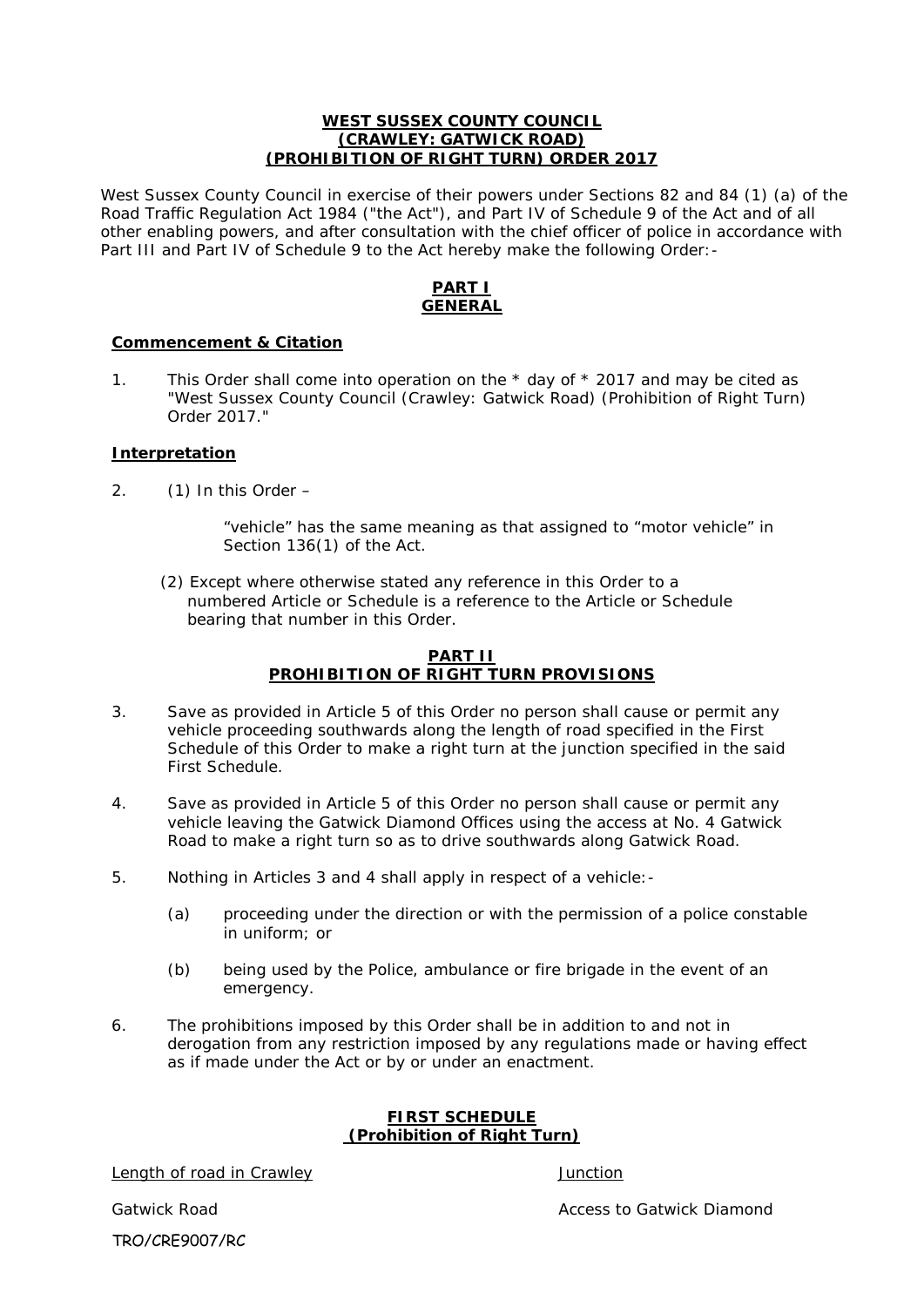# WEST SUSSEX COUNTY COUNCIL
## (CRAWLEY: GATWICK ROAD)
## (PROHIBITION OF RIGHT TURN) ORDER 2017

West Sussex County Council in exercise of their powers under Sections 82 and 84 (1) (a) of the Road Traffic Regulation Act 1984 ("the Act"), and Part IV of Schedule 9 of the Act and of all other enabling powers, and after consultation with the chief officer of police in accordance with Part III and Part IV of Schedule 9 to the Act hereby make the following Order:-

## PART I
## GENERAL

### Commencement & Citation

1. This Order shall come into operation on the * day of * 2017 and may be cited as "West Sussex County Council (Crawley: Gatwick Road) (Prohibition of Right Turn) Order 2017."

### Interpretation

2. (1) In this Order –

   "vehicle" has the same meaning as that assigned to "motor vehicle" in Section 136(1) of the Act.

   (2) Except where otherwise stated any reference in this Order to a numbered Article or Schedule is a reference to the Article or Schedule bearing that number in this Order.

## PART II
## PROHIBITION OF RIGHT TURN PROVISIONS

3. Save as provided in Article 5 of this Order no person shall cause or permit any vehicle proceeding southwards along the length of road specified in the First Schedule of this Order to make a right turn at the junction specified in the said First Schedule.

4. Save as provided in Article 5 of this Order no person shall cause or permit any vehicle leaving the Gatwick Diamond Offices using the access at No. 4 Gatwick Road to make a right turn so as to drive southwards along Gatwick Road.

5. Nothing in Articles 3 and 4 shall apply in respect of a vehicle:-

   (a) proceeding under the direction or with the permission of a police constable in uniform; or

   (b) being used by the Police, ambulance or fire brigade in the event of an emergency.

6. The prohibitions imposed by this Order shall be in addition to and not in derogation from any restriction imposed by any regulations made or having effect as if made under the Act or by or under an enactment.

## FIRST SCHEDULE
## (Prohibition of Right Turn)

| Length of road in Crawley | Junction |
| --- | --- |
| Gatwick Road | Access to Gatwick Diamond |

TRO/CRE9007/RC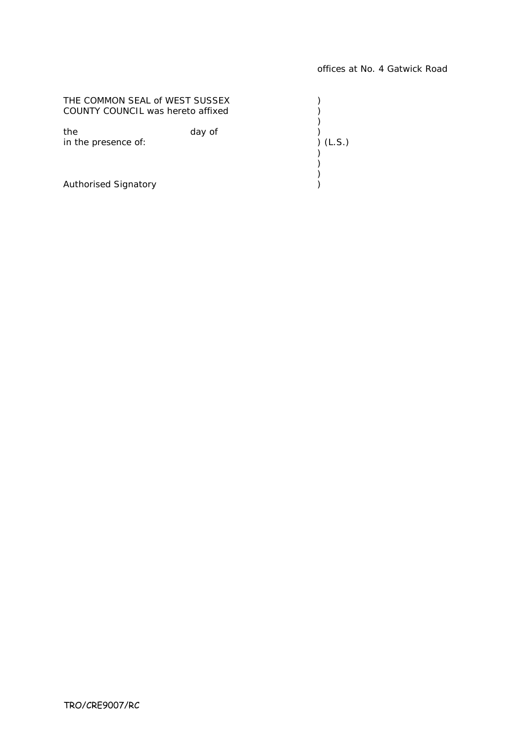offices at No. 4 Gatwick Road

THE COMMON SEAL of WEST SUSSEX )
COUNTY COUNCIL was hereto affixed )
)
the day of )
in the presence of: ) (L.S.)
)
)
)
Authorised Signatory )

TRO/CRE9007/RC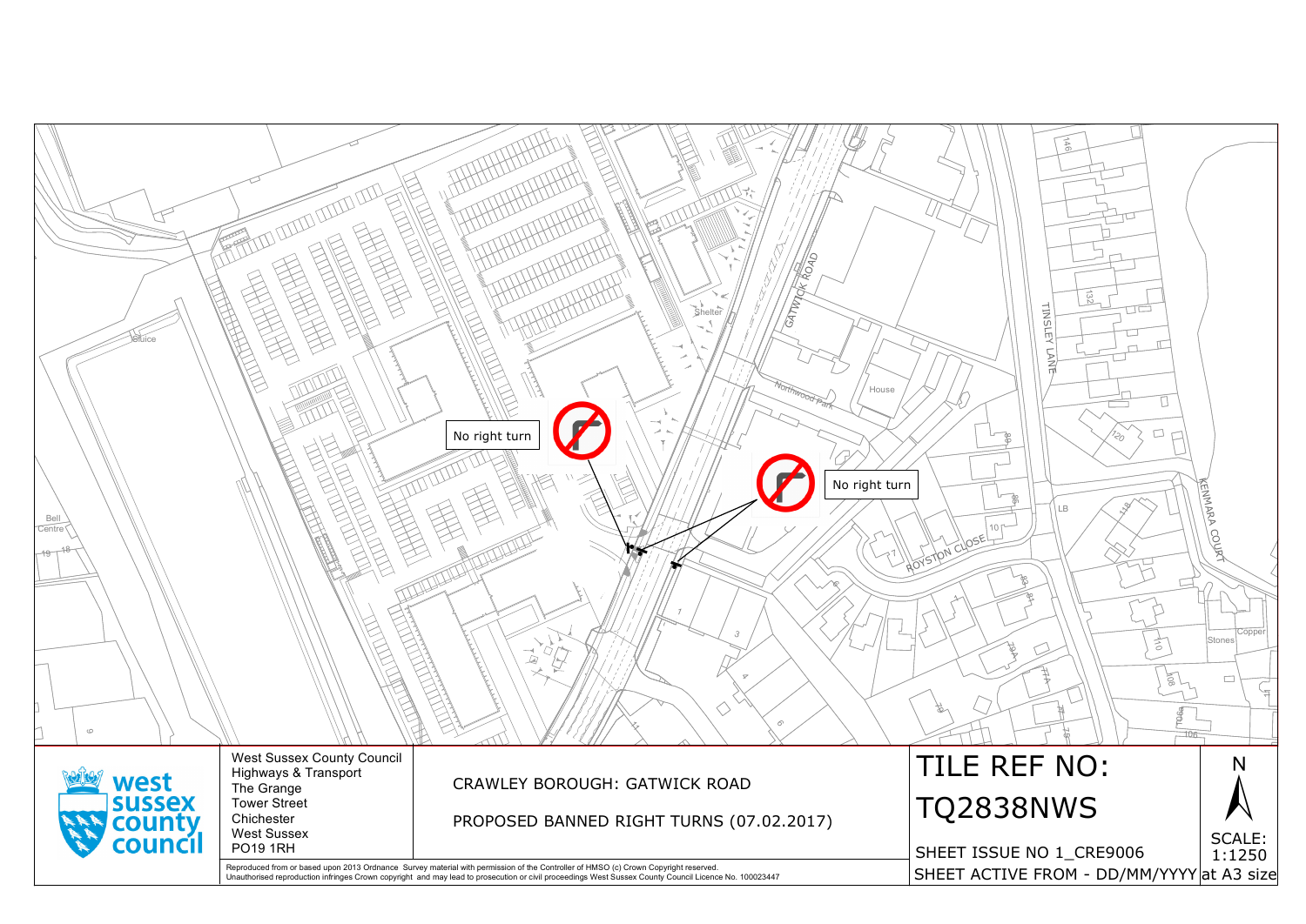No right turn

No right turn

GATWICK ROAD

Northwood Park

ROYSTON CLOSE

TINSLEY LANE

KENMARA COURT

Shelter

House

Sluice

Bell Centre

West Sussex County Council
Highways & Transport
The Grange
Tower Street
Chichester
West Sussex
PO19 1RH

CRAWLEY BOROUGH: GATWICK ROAD

PROPOSED BANNED RIGHT TURNS (07.02.2017)

# TILE REF NO:
# TQ2838NWS

SHEET ISSUE NO 1_CRE9006

SHEET ACTIVE FROM - DD/MM/YYYY

N

SCALE: 1:1250 at A3 size

Reproduced from or based upon 2013 Ordnance Survey material with permission of the Controller of HMSO (c) Crown Copyright reserved.
Unauthorised reproduction infringes Crown copyright and may lead to prosecution or civil proceedings West Sussex County Council Licence No. 100023447